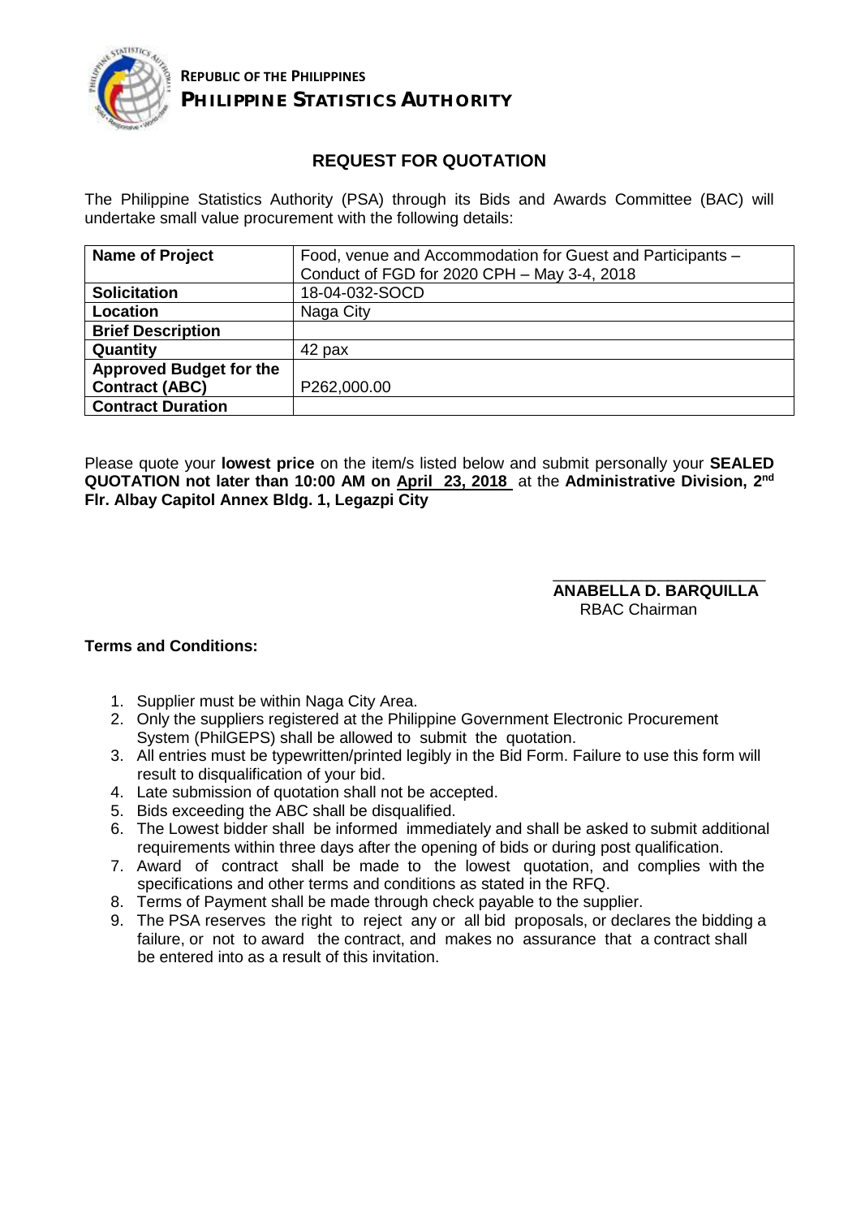**REPUBLIC OF THE PHILIPPINES**
**PHILIPPINE STATISTICS AUTHORITY**

## REQUEST FOR QUOTATION

The Philippine Statistics Authority (PSA) through its Bids and Awards Committee (BAC) will undertake small value procurement with the following details:

| **Name of Project** | Food, venue and Accommodation for Guest and Participants – Conduct of FGD for 2020 CPH – May 3-4, 2018 |
|---|---|
| **Solicitation** | 18-04-032-SOCD |
| **Location** | Naga City |
| **Brief Description** | |
| **Quantity** | 42 pax |
| **Approved Budget for the Contract (ABC)** | P262,000.00 |
| **Contract Duration** | |

Please quote your **lowest price** on the item/s listed below and submit personally your **SEALED QUOTATION not later than 10:00 AM on April 23, 2018** at the **Administrative Division, 2nd Flr. Albay Capitol Annex Bldg. 1, Legazpi City**

**ANABELLA D. BARQUILLA**
RBAC Chairman

**Terms and Conditions:**

1. Supplier must be within Naga City Area.
2. Only the suppliers registered at the Philippine Government Electronic Procurement System (PhilGEPS) shall be allowed to submit the quotation.
3. All entries must be typewritten/printed legibly in the Bid Form. Failure to use this form will result to disqualification of your bid.
4. Late submission of quotation shall not be accepted.
5. Bids exceeding the ABC shall be disqualified.
6. The Lowest bidder shall be informed immediately and shall be asked to submit additional requirements within three days after the opening of bids or during post qualification.
7. Award of contract shall be made to the lowest quotation, and complies with the specifications and other terms and conditions as stated in the RFQ.
8. Terms of Payment shall be made through check payable to the supplier.
9. The PSA reserves the right to reject any or all bid proposals, or declares the bidding a failure, or not to award the contract, and makes no assurance that a contract shall be entered into as a result of this invitation.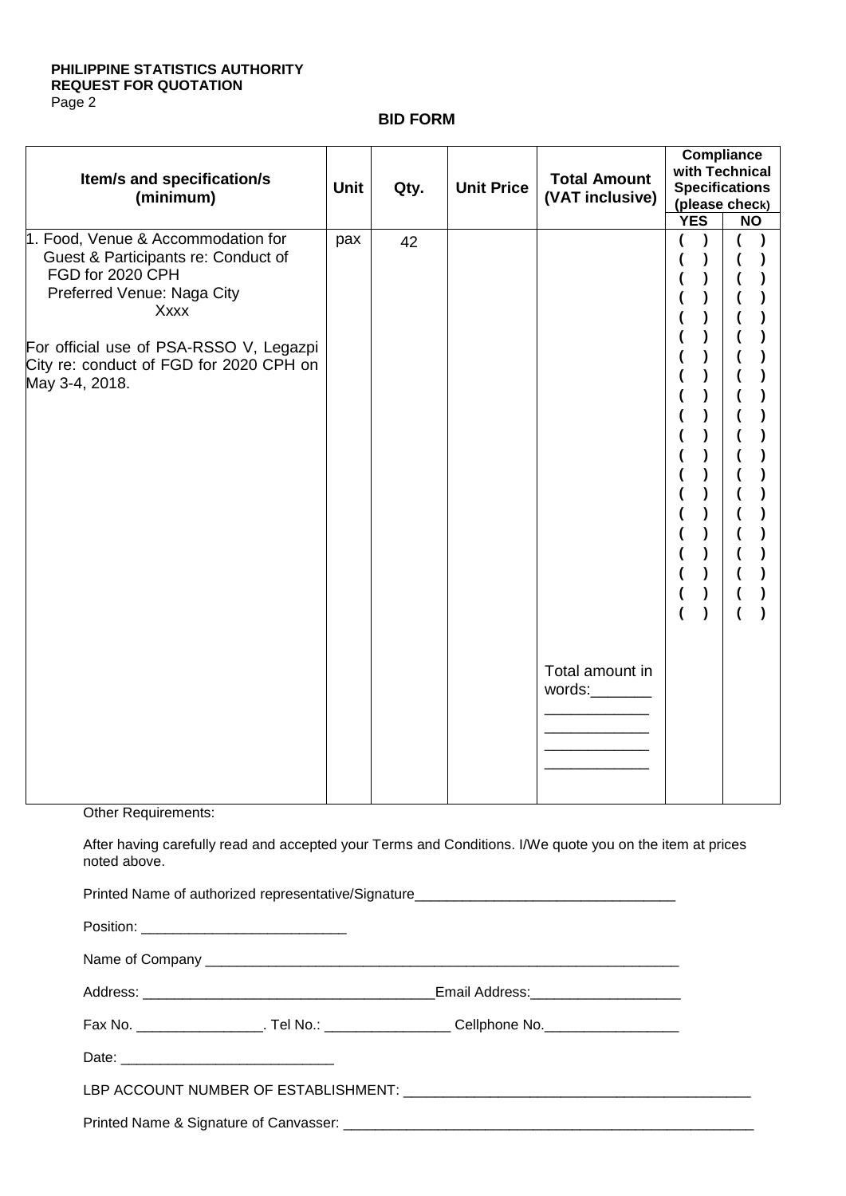**PHILIPPINE STATISTICS AUTHORITY**
**REQUEST FOR QUOTATION**

## BID FORM

| Item/s and specification/s (minimum) | Unit | Qty. | Unit Price | Total Amount (VAT inclusive) | Compliance with Technical Specifications (please check) | |
|---|---|---|---|---|---|---|
| | | | | | YES | NO |
| 1. Food, Venue & Accommodation for Guest & Participants re: Conduct of FGD for 2020 CPH<br>Preferred Venue: Naga City<br>Xxxx<br><br>For official use of PSA-RSSO V, Legazpi City re: conduct of FGD for 2020 CPH on May 3-4, 2018. | pax | 42 | | Total amount in words:_______<br>____________<br>____________<br>____________<br>____________ | ( )<br>( )<br>( )<br>( )<br>( )<br>( )<br>( )<br>( )<br>( )<br>( )<br>( )<br>( )<br>( )<br>( )<br>( )<br>( )<br>( )<br>( )<br>( )<br>( ) | ( )<br>( )<br>( )<br>( )<br>( )<br>( )<br>( )<br>( )<br>( )<br>( )<br>( )<br>( )<br>( )<br>( )<br>( )<br>( )<br>( )<br>( )<br>( )<br>( ) |

Other Requirements:

After having carefully read and accepted your Terms and Conditions. I/We quote you on the item at prices noted above.

Printed Name of authorized representative/Signature_________________________________

Position: ___________________________

Name of Company _______________________________________________________________

Address: ______________________________________Email Address:___________________

Fax No. ________________. Tel No.: ________________ Cellphone No._________________

Date: ____________________________

LBP ACCOUNT NUMBER OF ESTABLISHMENT: _____________________________________________

Printed Name & Signature of Canvasser: _______________________________________________________